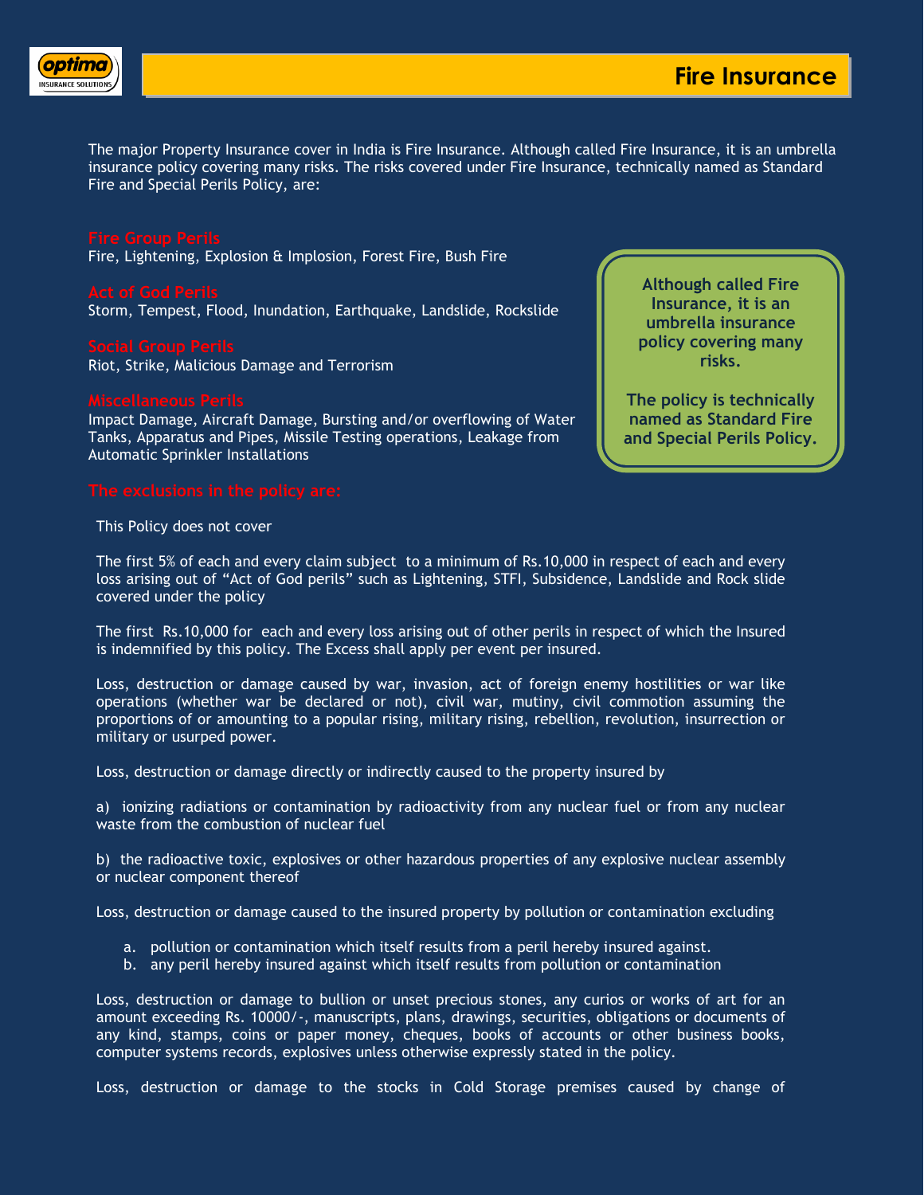# Fire Insurance

The major Property Insurance cover in India is Fire Insurance. Although called Fire Insurance, it is an umbrella insurance policy covering many risks. The risks covered under Fire Insurance, technically named as Standard Fire and Special Perils Policy, are:

### Fire Group Perils

Fire, Lightening, Explosion & Implosion, Forest Fire, Bush Fire

### Act of God Perils

Storm, Tempest, Flood, Inundation, Earthquake, Landslide, Rockslide

### Social Group Perils

Riot, Strike, Malicious Damage and Terrorism

### Miscellaneous Perils

Impact Damage, Aircraft Damage, Bursting and/or overflowing of Water Tanks, Apparatus and Pipes, Missile Testing operations, Leakage from Automatic Sprinkler Installations

**Although called Fire Insurance, it is an umbrella insurance policy covering many risks.**

**The policy is technically named as Standard Fire and Special Perils Policy.**

### The exclusions in the policy are:

This Policy does not cover

The first 5% of each and every claim subject to a minimum of Rs.10,000 in respect of each and every loss arising out of "Act of God perils" such as Lightening, STFI, Subsidence, Landslide and Rock slide covered under the policy

The first Rs.10,000 for each and every loss arising out of other perils in respect of which the Insured is indemnified by this policy. The Excess shall apply per event per insured.

Loss, destruction or damage caused by war, invasion, act of foreign enemy hostilities or war like operations (whether war be declared or not), civil war, mutiny, civil commotion assuming the proportions of or amounting to a popular rising, military rising, rebellion, revolution, insurrection or military or usurped power.

Loss, destruction or damage directly or indirectly caused to the property insured by

a) ionizing radiations or contamination by radioactivity from any nuclear fuel or from any nuclear waste from the combustion of nuclear fuel

b) the radioactive toxic, explosives or other hazardous properties of any explosive nuclear assembly or nuclear component thereof

Loss, destruction or damage caused to the insured property by pollution or contamination excluding

a. pollution or contamination which itself results from a peril hereby insured against.
b. any peril hereby insured against which itself results from pollution or contamination

Loss, destruction or damage to bullion or unset precious stones, any curios or works of art for an amount exceeding Rs. 10000/-, manuscripts, plans, drawings, securities, obligations or documents of any kind, stamps, coins or paper money, cheques, books of accounts or other business books, computer systems records, explosives unless otherwise expressly stated in the policy.

Loss, destruction or damage to the stocks in Cold Storage premises caused by change of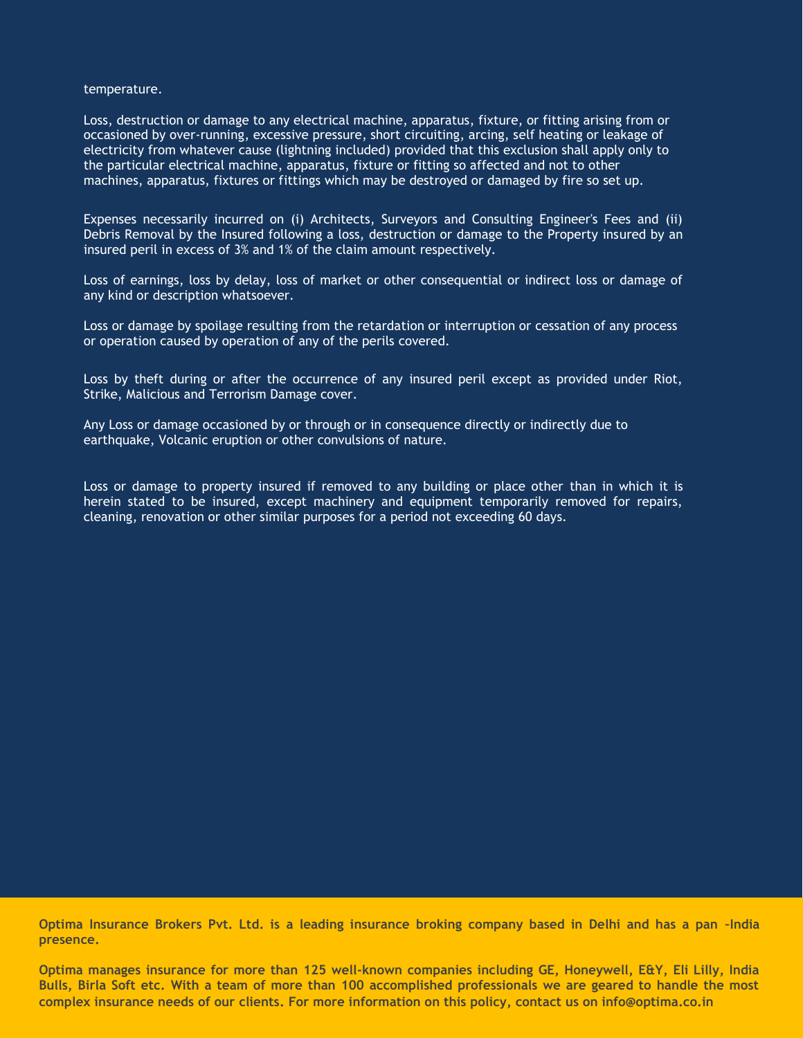temperature.

Loss, destruction or damage to any electrical machine, apparatus, fixture, or fitting arising from or occasioned by over-running, excessive pressure, short circuiting, arcing, self heating or leakage of electricity from whatever cause (lightning included) provided that this exclusion shall apply only to the particular electrical machine, apparatus, fixture or fitting so affected and not to other machines, apparatus, fixtures or fittings which may be destroyed or damaged by fire so set up.

Expenses necessarily incurred on (i) Architects, Surveyors and Consulting Engineer's Fees and (ii) Debris Removal by the Insured following a loss, destruction or damage to the Property insured by an insured peril in excess of 3% and 1% of the claim amount respectively.

Loss of earnings, loss by delay, loss of market or other consequential or indirect loss or damage of any kind or description whatsoever.

Loss or damage by spoilage resulting from the retardation or interruption or cessation of any process or operation caused by operation of any of the perils covered.

Loss by theft during or after the occurrence of any insured peril except as provided under Riot, Strike, Malicious and Terrorism Damage cover.

Any Loss or damage occasioned by or through or in consequence directly or indirectly due to earthquake, Volcanic eruption or other convulsions of nature.

Loss or damage to property insured if removed to any building or place other than in which it is herein stated to be insured, except machinery and equipment temporarily removed for repairs, cleaning, renovation or other similar purposes for a period not exceeding 60 days.

**Optima Insurance Brokers Pvt. Ltd. is a leading insurance broking company based in Delhi and has a pan -India presence.**

**Optima manages insurance for more than 125 well-known companies including GE, Honeywell, E&Y, Eli Lilly, India Bulls, Birla Soft etc. With a team of more than 100 accomplished professionals we are geared to handle the most complex insurance needs of our clients. For more information on this policy, contact us on info@optima.co.in**